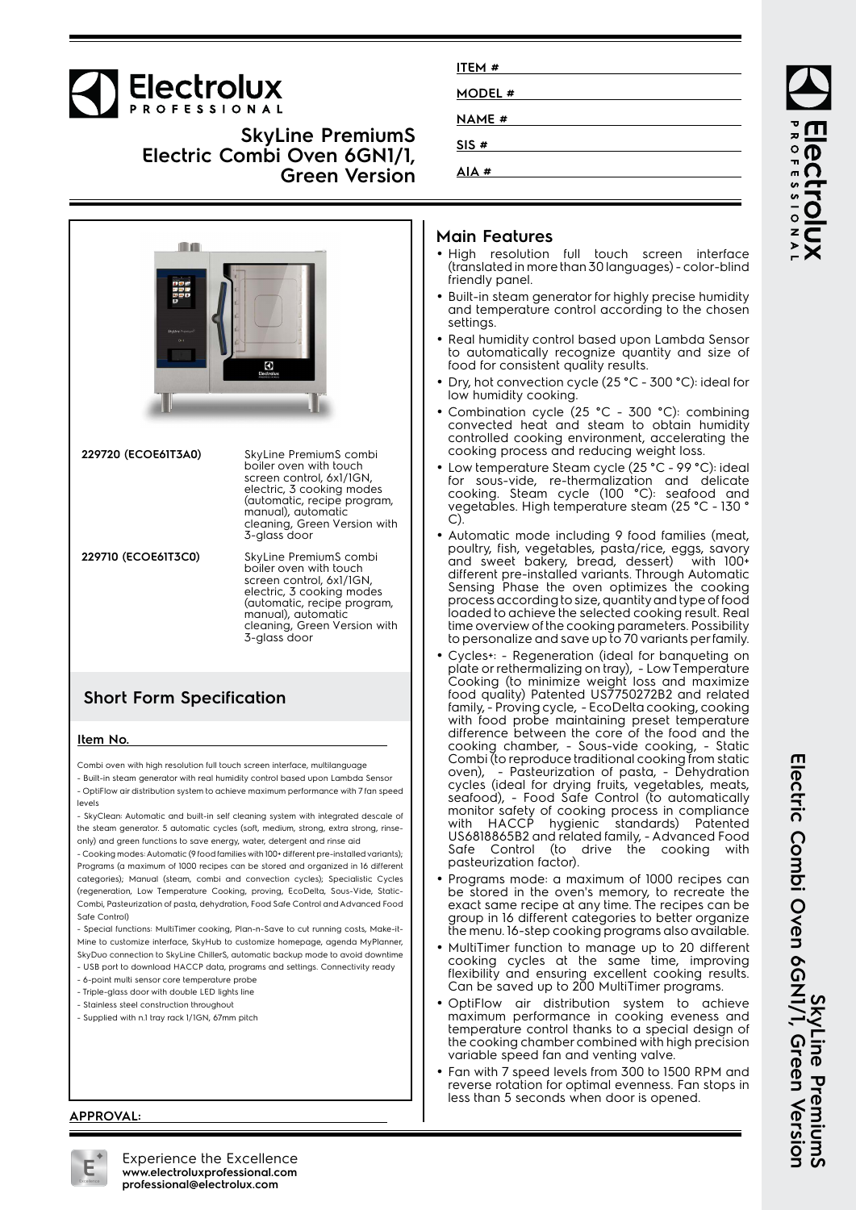# SkyLine PremiumS Electric Combi Oven 6GN1/1, Green Version

ITEM # 

MODEL # 

NAME # 

SIS # 

AIA # 

| | |
|---|---|
| **229720 (ECOE61T3A0)** | SkyLine PremiumS combi boiler oven with touch screen control, 6x1/1GN, electric, 3 cooking modes (automatic, recipe program, manual), automatic cleaning, Green Version with 3-glass door |
| **229710 (ECOE61T3C0)** | SkyLine PremiumS combi boiler oven with touch screen control, 6x1/1GN, electric, 3 cooking modes (automatic, recipe program, manual), automatic cleaning, Green Version with 3-glass door |

## Short Form Specification

**Item No.**

Combi oven with high resolution full touch screen interface, multilanguage
- Built-in steam generator with real humidity control based upon Lambda Sensor
- OptiFlow air distribution system to achieve maximum performance with 7 fan speed levels
- SkyClean: Automatic and built-in self cleaning system with integrated descale of the steam generator. 5 automatic cycles (soft, medium, strong, extra strong, rinse-only) and green functions to save energy, water, detergent and rinse aid
- Cooking modes: Automatic (9 food families with 100+ different pre-installed variants); Programs (a maximum of 1000 recipes can be stored and organized in 16 different categories); Manual (steam, combi and convection cycles); Specialistic Cycles (regeneration, Low Temperature Cooking, proving, EcoDelta, Sous-Vide, Static-Combi, Pasteurization of pasta, dehydration, Food Safe Control and Advanced Food Safe Control)
- Special functions: MultiTimer cooking, Plan-n-Save to cut running costs, Make-it-Mine to customize interface, SkyHub to customize homepage, agenda MyPlanner, SkyDuo connection to SkyLine ChillerS, automatic backup mode to avoid downtime
- USB port to download HACCP data, programs and settings. Connectivity ready
- 6-point multi sensor core temperature probe
- Triple-glass door with double LED lights line
- Stainless steel construction throughout
- Supplied with n.1 tray rack 1/1GN, 67mm pitch

**APPROVAL:**

## Main Features

- High resolution full touch screen interface (translated in more than 30 languages) - color-blind friendly panel.
- Built-in steam generator for highly precise humidity and temperature control according to the chosen settings.
- Real humidity control based upon Lambda Sensor to automatically recognize quantity and size of food for consistent quality results.
- Dry, hot convection cycle (25 °C - 300 °C): ideal for low humidity cooking.
- Combination cycle (25 °C - 300 °C): combining convected heat and steam to obtain humidity controlled cooking environment, accelerating the cooking process and reducing weight loss.
- Low temperature Steam cycle (25 °C - 99 °C): ideal for sous-vide, re-thermalization and delicate cooking. Steam cycle (100 °C): seafood and vegetables. High temperature steam (25 °C - 130 °C).
- Automatic mode including 9 food families (meat, poultry, fish, vegetables, pasta/rice, eggs, savory and sweet bakery, bread, dessert) with 100+ different pre-installed variants. Through Automatic Sensing Phase the oven optimizes the cooking process according to size, quantity and type of food loaded to achieve the selected cooking result. Real time overview of the cooking parameters. Possibility to personalize and save up to 70 variants per family.
- Cycles+: - Regeneration (ideal for banqueting on plate or rethermalizing on tray), - Low Temperature Cooking (to minimize weight loss and maximize food quality) Patented US7750272B2 and related family, - Proving cycle, - EcoDelta cooking, cooking with food probe maintaining preset temperature difference between the core of the food and the cooking chamber, - Sous-vide cooking, - Static Combi (to reproduce traditional cooking from static oven), - Pasteurization of pasta, - Dehydration cycles (ideal for drying fruits, vegetables, meats, seafood), - Food Safe Control (to automatically monitor safety of cooking process in compliance with HACCP hygienic standards) Patented US6818865B2 and related family, - Advanced Food Safe Control (to drive the cooking with pasteurization factor).
- Programs mode: a maximum of 1000 recipes can be stored in the oven's memory, to recreate the exact same recipe at any time. The recipes can be group in 16 different categories to better organize the menu. 16-step cooking programs also available.
- MultiTimer function to manage up to 20 different cooking cycles at the same time, improving flexibility and ensuring excellent cooking results. Can be saved up to 200 MultiTimer programs.
- OptiFlow air distribution system to achieve maximum performance in cooking eveness and temperature control thanks to a special design of the cooking chamber combined with high precision variable speed fan and venting valve.
- Fan with 7 speed levels from 300 to 1500 RPM and reverse rotation for optimal evenness. Fan stops in less than 5 seconds when door is opened.

Experience the Excellence
**www.electroluxprofessional.com**
**professional@electrolux.com**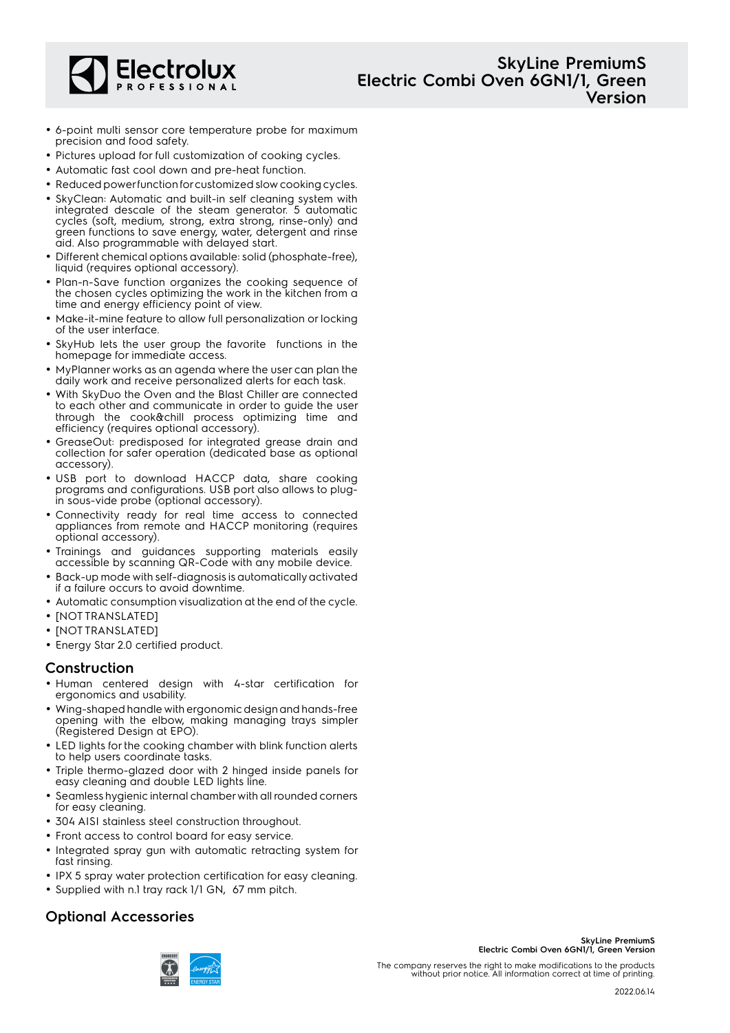- 6-point multi sensor core temperature probe for maximum precision and food safety.
- Pictures upload for full customization of cooking cycles.
- Automatic fast cool down and pre-heat function.
- Reduced power function for customized slow cooking cycles.
- SkyClean: Automatic and built-in self cleaning system with integrated descale of the steam generator. 5 automatic cycles (soft, medium, strong, extra strong, rinse-only) and green functions to save energy, water, detergent and rinse aid. Also programmable with delayed start.
- Different chemical options available: solid (phosphate-free), liquid (requires optional accessory).
- Plan-n-Save function organizes the cooking sequence of the chosen cycles optimizing the work in the kitchen from a time and energy efficiency point of view.
- Make-it-mine feature to allow full personalization or locking of the user interface.
- SkyHub lets the user group the favorite functions in the homepage for immediate access.
- MyPlanner works as an agenda where the user can plan the daily work and receive personalized alerts for each task.
- With SkyDuo the Oven and the Blast Chiller are connected to each other and communicate in order to guide the user through the cook&chill process optimizing time and efficiency (requires optional accessory).
- GreaseOut: predisposed for integrated grease drain and collection for safer operation (dedicated base as optional accessory).
- USB port to download HACCP data, share cooking programs and configurations. USB port also allows to plug-in sous-vide probe (optional accessory).
- Connectivity ready for real time access to connected appliances from remote and HACCP monitoring (requires optional accessory).
- Trainings and guidances supporting materials easily accessible by scanning QR-Code with any mobile device.
- Back-up mode with self-diagnosis is automatically activated if a failure occurs to avoid downtime.
- Automatic consumption visualization at the end of the cycle.
- [NOT TRANSLATED]
- [NOT TRANSLATED]
- Energy Star 2.0 certified product.

## Construction

- Human centered design with 4-star certification for ergonomics and usability.
- Wing-shaped handle with ergonomic design and hands-free opening with the elbow, making managing trays simpler (Registered Design at EPO).
- LED lights for the cooking chamber with blink function alerts to help users coordinate tasks.
- Triple thermo-glazed door with 2 hinged inside panels for easy cleaning and double LED lights line.
- Seamless hygienic internal chamber with all rounded corners for easy cleaning.
- 304 AISI stainless steel construction throughout.
- Front access to control board for easy service.
- Integrated spray gun with automatic retracting system for fast rinsing.
- IPX 5 spray water protection certification for easy cleaning.
- Supplied with n.1 tray rack 1/1 GN, 67 mm pitch.

## Optional Accessories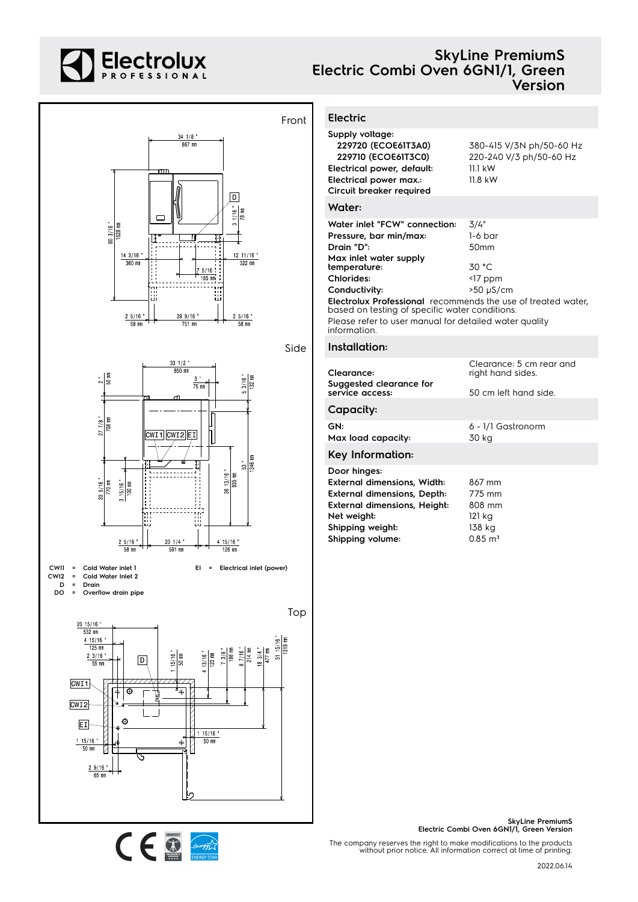# SkyLine PremiumS Electric Combi Oven 6GN1/1, Green Version

Front

34 1/8 "
867 mm

60 3/16 "
1528 mm

3 1/16 "
78 mm

14 3/16 "
360 mm

12 11/16 "
322 mm

7 5/16 "
185 mm

2 5/16 "
58 mm

29 9/16 "
751 mm

2 5/16 "
58 mm

Side

33 1/2 "
850 mm

2 "
50 mm

3 "
75 mm

5 3/16 "
132 mm

27 7/8 "
708 mm

CWI1 CWI2 EI

53 "
1346 mm

30 5/16 "
770 mm

3 15/16 "
100 mm

36 13/16 "
935 mm

2 5/16 "
58 mm

23 1/4 "
591 mm

4 15/16 "
126 mm

CWI1 = Cold Water inlet 1
CWI2 = Cold Water Inlet 2
D = Drain
DO = Overflow drain pipe
EI = Electrical inlet (power)

Top

20 15/16 "
532 mm

4 15/16 "
125 mm

2 3/16 "
55 mm

1 15/16 "
50 mm

4 13/16 "
123 mm

7 3/8 "
188 mm

8 7/16 "
214 mm

18 3/4 "
477 mm

51 15/16 "
1319 mm

CWI1
CWI2
EI

1 15/16 "
50 mm

1 15/16 "
50 mm

2 9/16 "
65 mm

## Electric

| | |
|---|---|
| **Supply voltage:** | |
| **229720 (ECOE61T3A0)** | 380-415 V/3N ph/50-60 Hz |
| **229710 (ECOE61T3C0)** | 220-240 V/3 ph/50-60 Hz |
| **Electrical power, default:** | 11.1 kW |
| **Electrical power max.:** | 11.8 kW |
| **Circuit breaker required** | |

## Water:

| | |
|---|---|
| **Water inlet "FCW" connection:** | 3/4" |
| **Pressure, bar min/max:** | 1-6 bar |
| **Drain "D":** | 50mm |
| **Max inlet water supply temperature:** | 30 °C |
| **Chlorides:** | <17 ppm |
| **Conductivity:** | >50 µS/cm |

**Electrolux Professional** recommends the use of treated water, based on testing of specific water conditions.

Please refer to user manual for detailed water quality information.

## Installation:

| | |
|---|---|
| **Clearance:** | Clearance: 5 cm rear and right hand sides. |
| **Suggested clearance for service access:** | 50 cm left hand side. |

## Capacity:

| | |
|---|---|
| **GN:** | 6 - 1/1 Gastronorm |
| **Max load capacity:** | 30 kg |

## Key Information:

| | |
|---|---|
| **Door hinges:** | |
| **External dimensions, Width:** | 867 mm |
| **External dimensions, Depth:** | 775 mm |
| **External dimensions, Height:** | 808 mm |
| **Net weight:** | 121 kg |
| **Shipping weight:** | 138 kg |
| **Shipping volume:** | 0.85 m³ |

The company reserves the right to make modifications to the products without prior notice. All information correct at time of printing.

2022.06.14